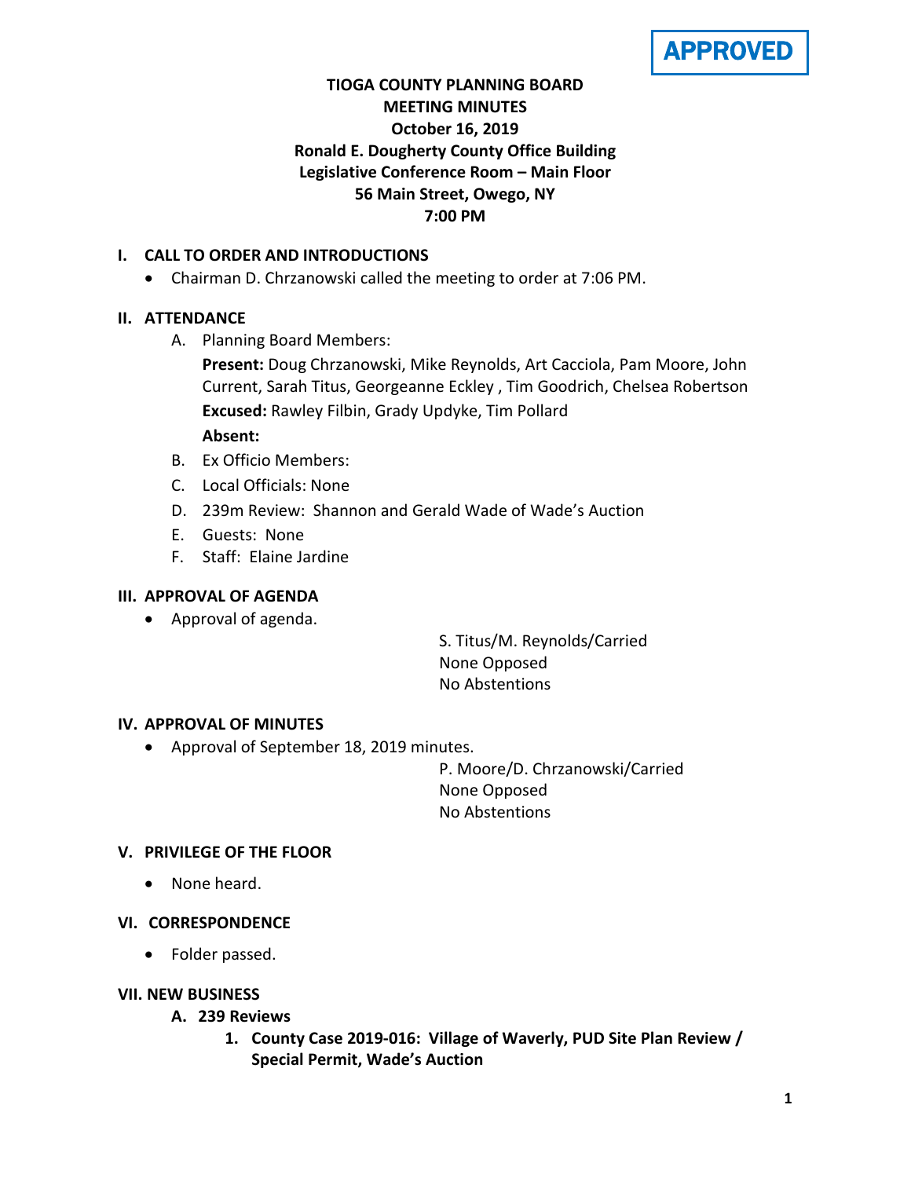**APPROVED**

# TIOGA COUNTY PLANNING BOARD
## MEETING MINUTES
### October 16, 2019
### Ronald E. Dougherty County Office Building
### Legislative Conference Room – Main Floor
### 56 Main Street, Owego, NY
### 7:00 PM

## I. CALL TO ORDER AND INTRODUCTIONS

- Chairman D. Chrzanowski called the meeting to order at 7:06 PM.

## II. ATTENDANCE

A. Planning Board Members:

**Present:** Doug Chrzanowski, Mike Reynolds, Art Cacciola, Pam Moore, John Current, Sarah Titus, Georgeanne Eckley , Tim Goodrich, Chelsea Robertson

**Excused:** Rawley Filbin, Grady Updyke, Tim Pollard

**Absent:**

B. Ex Officio Members:

C. Local Officials: None

D. 239m Review: Shannon and Gerald Wade of Wade's Auction

E. Guests: None

F. Staff: Elaine Jardine

## III. APPROVAL OF AGENDA

- Approval of agenda.

S. Titus/M. Reynolds/Carried
None Opposed
No Abstentions

## IV. APPROVAL OF MINUTES

- Approval of September 18, 2019 minutes.

P. Moore/D. Chrzanowski/Carried
None Opposed
No Abstentions

## V. PRIVILEGE OF THE FLOOR

- None heard.

## VI. CORRESPONDENCE

- Folder passed.

## VII. NEW BUSINESS

### A. 239 Reviews

1. **County Case 2019-016: Village of Waverly, PUD Site Plan Review / Special Permit, Wade's Auction**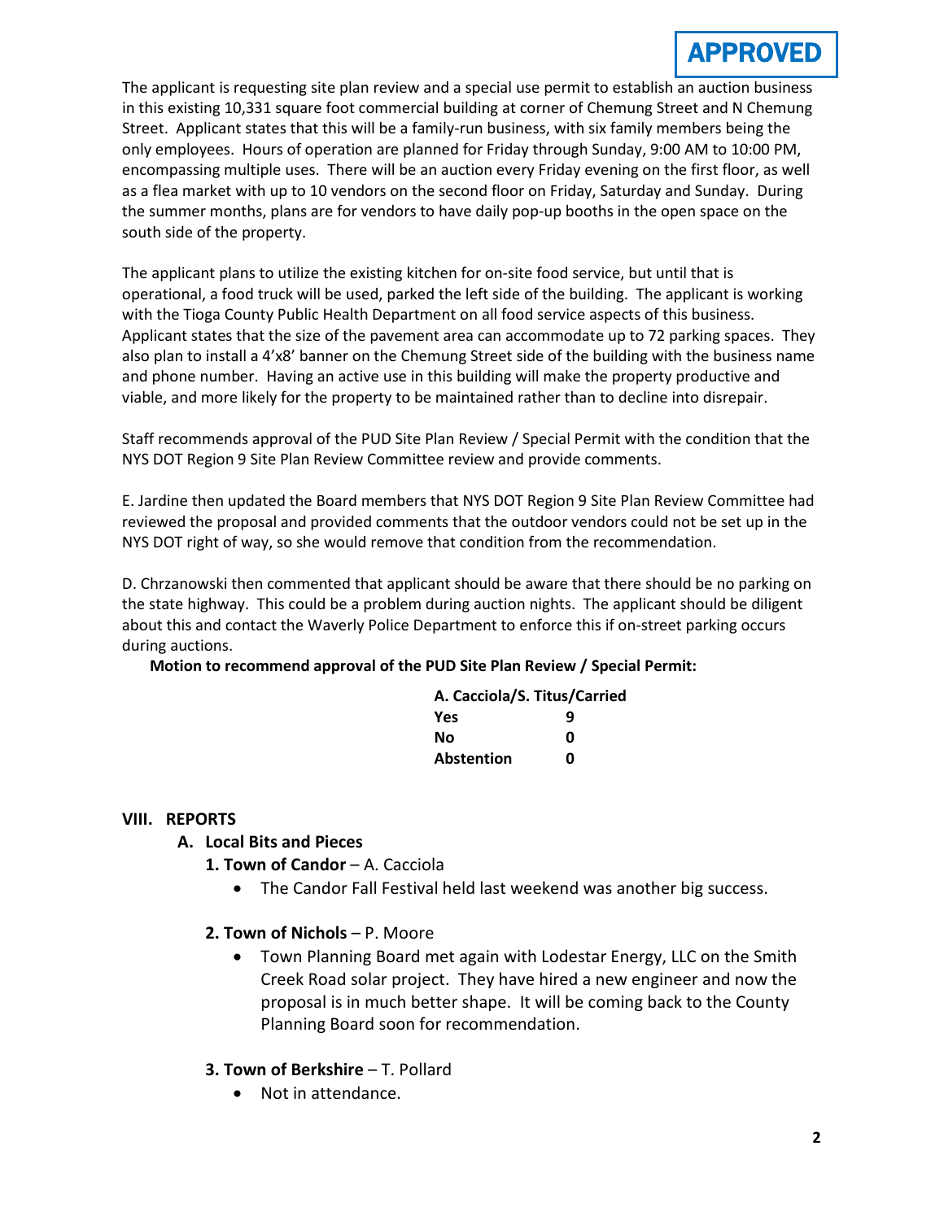**APPROVED**

The applicant is requesting site plan review and a special use permit to establish an auction business in this existing 10,331 square foot commercial building at corner of Chemung Street and N Chemung Street. Applicant states that this will be a family-run business, with six family members being the only employees. Hours of operation are planned for Friday through Sunday, 9:00 AM to 10:00 PM, encompassing multiple uses. There will be an auction every Friday evening on the first floor, as well as a flea market with up to 10 vendors on the second floor on Friday, Saturday and Sunday. During the summer months, plans are for vendors to have daily pop-up booths in the open space on the south side of the property.

The applicant plans to utilize the existing kitchen for on-site food service, but until that is operational, a food truck will be used, parked the left side of the building. The applicant is working with the Tioga County Public Health Department on all food service aspects of this business. Applicant states that the size of the pavement area can accommodate up to 72 parking spaces. They also plan to install a 4'x8' banner on the Chemung Street side of the building with the business name and phone number. Having an active use in this building will make the property productive and viable, and more likely for the property to be maintained rather than to decline into disrepair.

Staff recommends approval of the PUD Site Plan Review / Special Permit with the condition that the NYS DOT Region 9 Site Plan Review Committee review and provide comments.

E. Jardine then updated the Board members that NYS DOT Region 9 Site Plan Review Committee had reviewed the proposal and provided comments that the outdoor vendors could not be set up in the NYS DOT right of way, so she would remove that condition from the recommendation.

D. Chrzanowski then commented that applicant should be aware that there should be no parking on the state highway. This could be a problem during auction nights. The applicant should be diligent about this and contact the Waverly Police Department to enforce this if on-street parking occurs during auctions.

**Motion to recommend approval of the PUD Site Plan Review / Special Permit:**

| **A. Cacciola/S. Titus/Carried** | |
|---|---|
| **Yes** | **9** |
| **No** | **0** |
| **Abstention** | **0** |

## VIII. REPORTS

### A. Local Bits and Pieces

**1. Town of Candor** – A. Cacciola

- The Candor Fall Festival held last weekend was another big success.

**2. Town of Nichols** – P. Moore

- Town Planning Board met again with Lodestar Energy, LLC on the Smith Creek Road solar project. They have hired a new engineer and now the proposal is in much better shape. It will be coming back to the County Planning Board soon for recommendation.

**3. Town of Berkshire** – T. Pollard

- Not in attendance.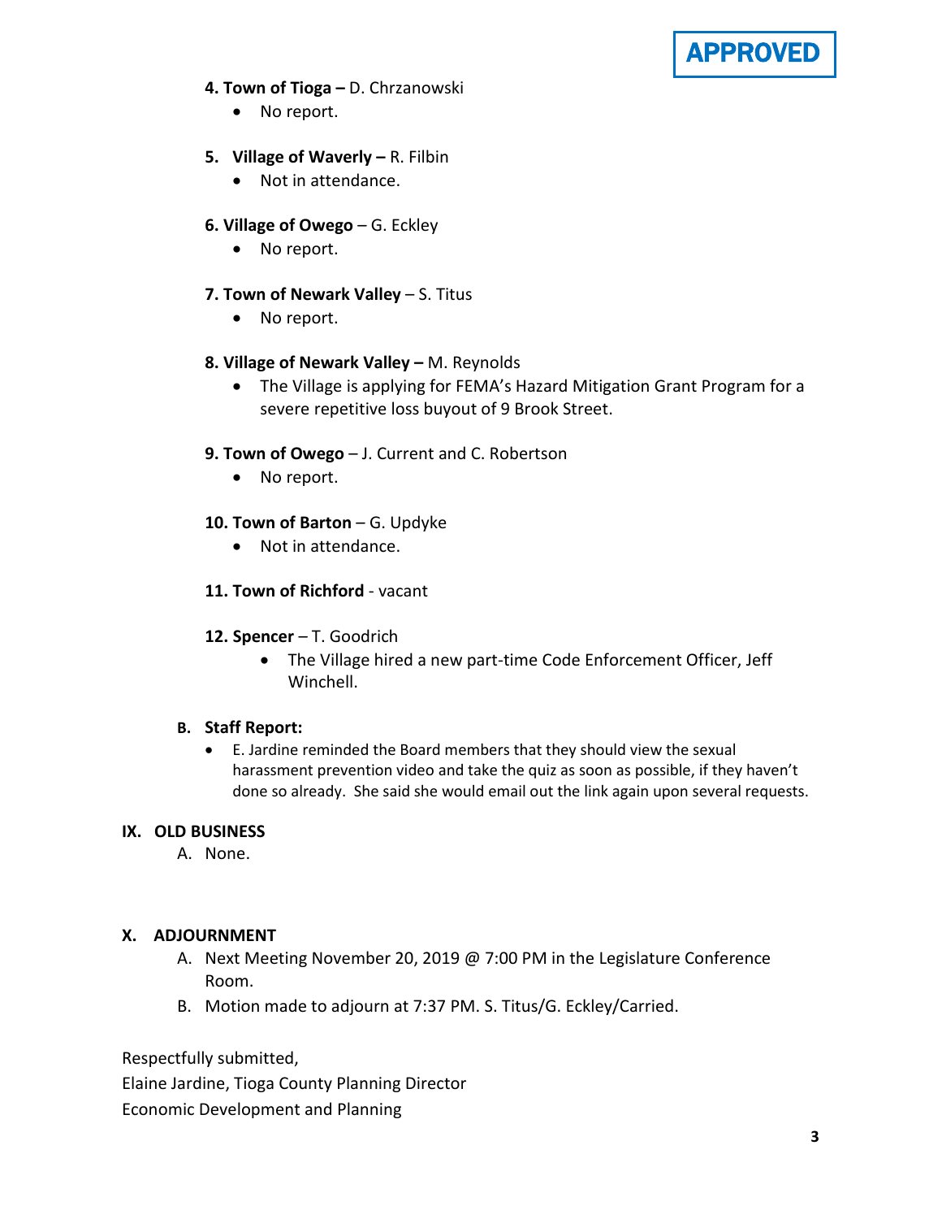**APPROVED**

**4. Town of Tioga –** D. Chrzanowski

- No report.

**5. Village of Waverly –** R. Filbin

- Not in attendance.

**6. Village of Owego** – G. Eckley

- No report.

**7. Town of Newark Valley** – S. Titus

- No report.

**8. Village of Newark Valley –** M. Reynolds

- The Village is applying for FEMA's Hazard Mitigation Grant Program for a severe repetitive loss buyout of 9 Brook Street.

**9. Town of Owego** – J. Current and C. Robertson

- No report.

**10. Town of Barton** – G. Updyke

- Not in attendance.

**11. Town of Richford** - vacant

**12. Spencer** – T. Goodrich

- The Village hired a new part-time Code Enforcement Officer, Jeff Winchell.

**B. Staff Report:**

- E. Jardine reminded the Board members that they should view the sexual harassment prevention video and take the quiz as soon as possible, if they haven't done so already. She said she would email out the link again upon several requests.

## IX. OLD BUSINESS

A. None.

## X. ADJOURNMENT

A. Next Meeting November 20, 2019 @ 7:00 PM in the Legislature Conference Room.

B. Motion made to adjourn at 7:37 PM. S. Titus/G. Eckley/Carried.

Respectfully submitted,

Elaine Jardine, Tioga County Planning Director

Economic Development and Planning